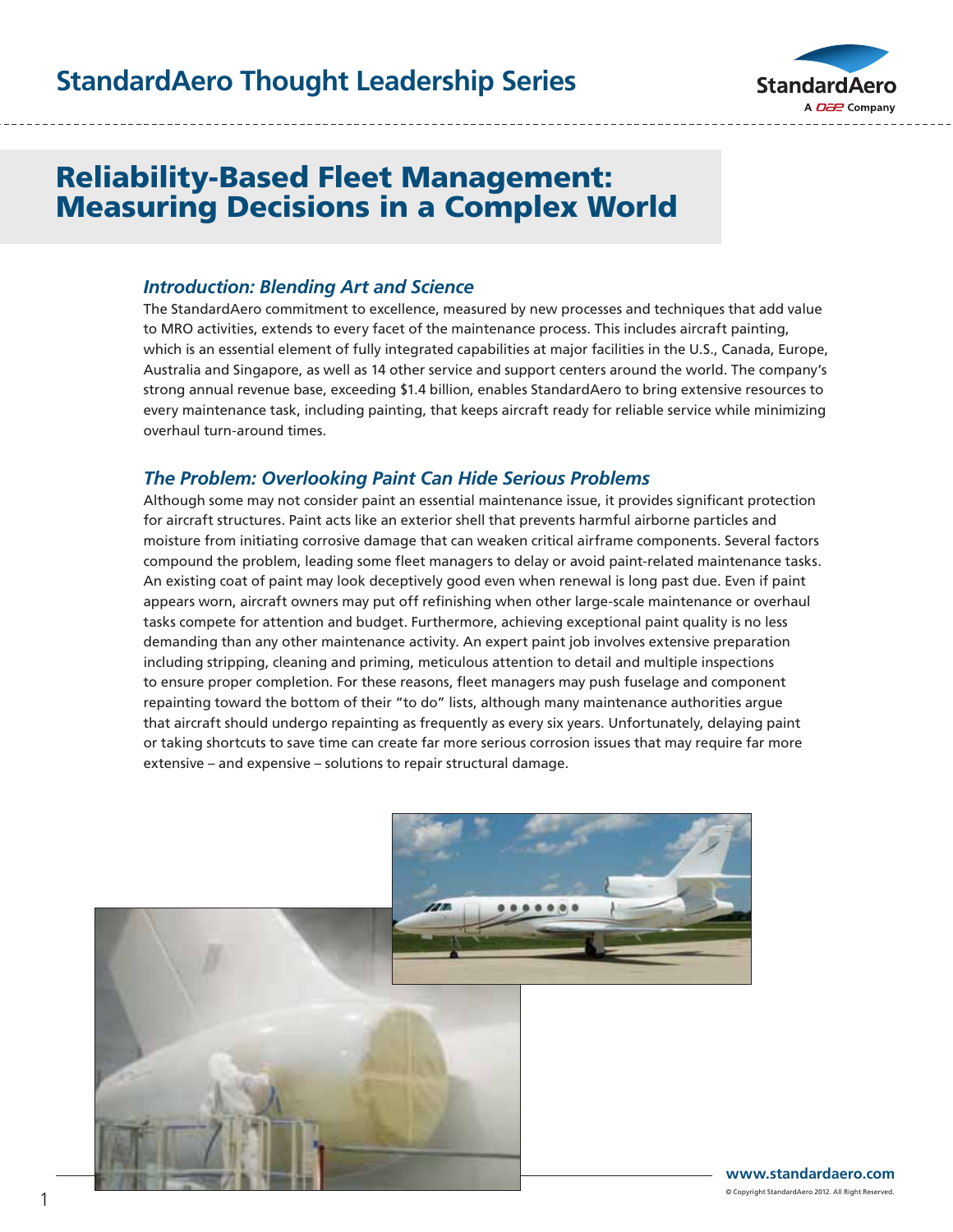# Reliability-Based Fleet Management: Measuring Decisions in a Complex World

### *Introduction: Blending Art and Science*

The StandardAero commitment to excellence, measured by new processes and techniques that add value to MRO activities, extends to every facet of the maintenance process. This includes aircraft painting, which is an essential element of fully integrated capabilities at major facilities in the U.S., Canada, Europe, Australia and Singapore, as well as 14 other service and support centers around the world. The company's strong annual revenue base, exceeding $1.4 billion, enables StandardAero to bring extensive resources to every maintenance task, including painting, that keeps aircraft ready for reliable service while minimizing overhaul turn-around times.

### *The Problem: Overlooking Paint Can Hide Serious Problems*

Although some may not consider paint an essential maintenance issue, it provides significant protection for aircraft structures. Paint acts like an exterior shell that prevents harmful airborne particles and moisture from initiating corrosive damage that can weaken critical airframe components. Several factors compound the problem, leading some fleet managers to delay or avoid paint-related maintenance tasks. An existing coat of paint may look deceptively good even when renewal is long past due. Even if paint appears worn, aircraft owners may put off refinishing when other large-scale maintenance or overhaul tasks compete for attention and budget. Furthermore, achieving exceptional paint quality is no less demanding than any other maintenance activity. An expert paint job involves extensive preparation including stripping, cleaning and priming, meticulous attention to detail and multiple inspections to ensure proper completion. For these reasons, fleet managers may push fuselage and component repainting toward the bottom of their "to do" lists, although many maintenance authorities argue that aircraft should undergo repainting as frequently as every six years. Unfortunately, delaying paint or taking shortcuts to save time can create far more serious corrosion issues that may require far more extensive – and expensive – solutions to repair structural damage.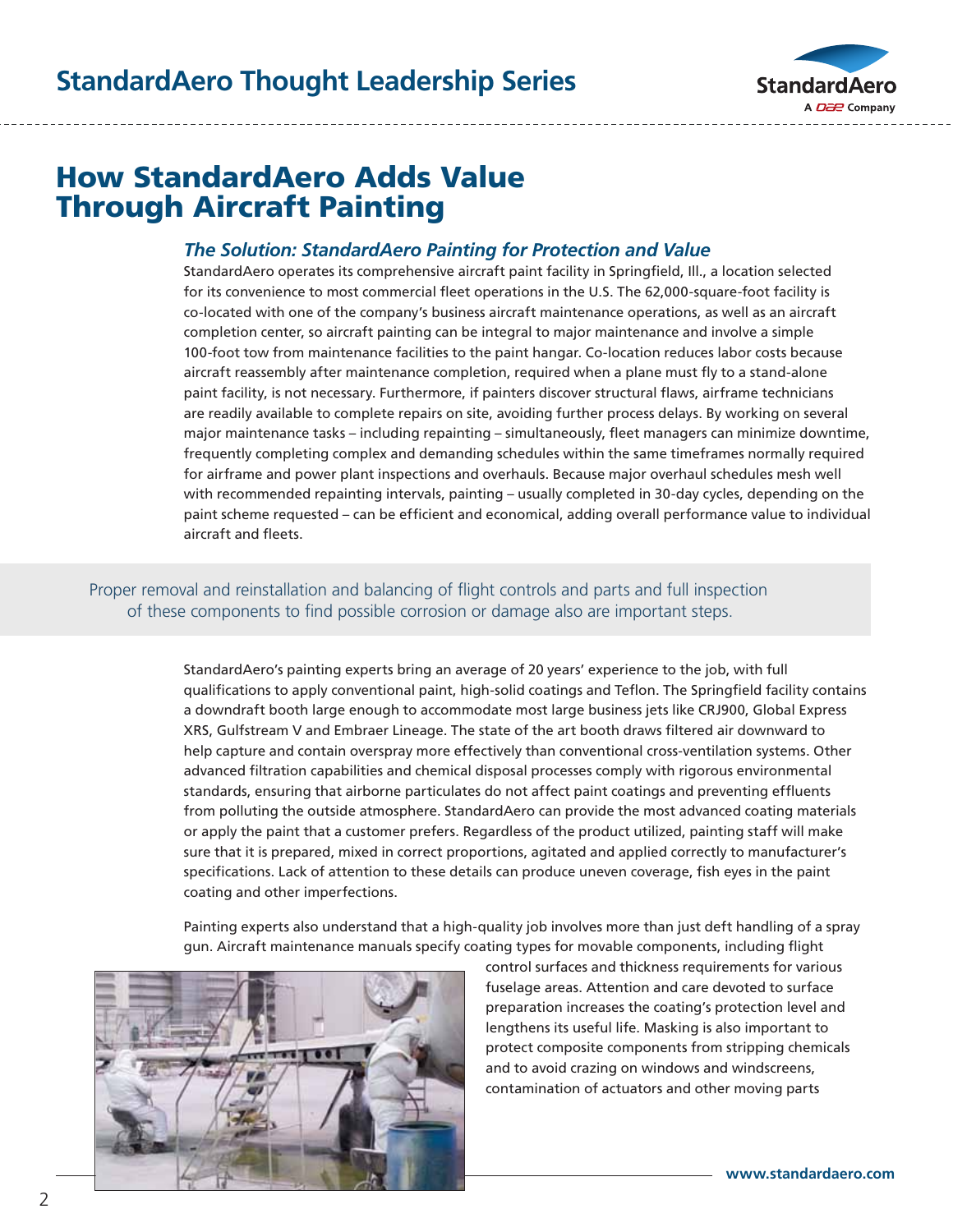# How StandardAero Adds Value Through Aircraft Painting

### *The Solution: StandardAero Painting for Protection and Value*

StandardAero operates its comprehensive aircraft paint facility in Springfield, Ill., a location selected for its convenience to most commercial fleet operations in the U.S. The 62,000-square-foot facility is co-located with one of the company's business aircraft maintenance operations, as well as an aircraft completion center, so aircraft painting can be integral to major maintenance and involve a simple 100-foot tow from maintenance facilities to the paint hangar. Co-location reduces labor costs because aircraft reassembly after maintenance completion, required when a plane must fly to a stand-alone paint facility, is not necessary. Furthermore, if painters discover structural flaws, airframe technicians are readily available to complete repairs on site, avoiding further process delays. By working on several major maintenance tasks – including repainting – simultaneously, fleet managers can minimize downtime, frequently completing complex and demanding schedules within the same timeframes normally required for airframe and power plant inspections and overhauls. Because major overhaul schedules mesh well with recommended repainting intervals, painting – usually completed in 30-day cycles, depending on the paint scheme requested – can be efficient and economical, adding overall performance value to individual aircraft and fleets.

> Proper removal and reinstallation and balancing of flight controls and parts and full inspection of these components to find possible corrosion or damage also are important steps.

StandardAero's painting experts bring an average of 20 years' experience to the job, with full qualifications to apply conventional paint, high-solid coatings and Teflon. The Springfield facility contains a downdraft booth large enough to accommodate most large business jets like CRJ900, Global Express XRS, Gulfstream V and Embraer Lineage. The state of the art booth draws filtered air downward to help capture and contain overspray more effectively than conventional cross-ventilation systems. Other advanced filtration capabilities and chemical disposal processes comply with rigorous environmental standards, ensuring that airborne particulates do not affect paint coatings and preventing effluents from polluting the outside atmosphere. StandardAero can provide the most advanced coating materials or apply the paint that a customer prefers. Regardless of the product utilized, painting staff will make sure that it is prepared, mixed in correct proportions, agitated and applied correctly to manufacturer's specifications. Lack of attention to these details can produce uneven coverage, fish eyes in the paint coating and other imperfections.

Painting experts also understand that a high-quality job involves more than just deft handling of a spray gun. Aircraft maintenance manuals specify coating types for movable components, including flight control surfaces and thickness requirements for various fuselage areas. Attention and care devoted to surface preparation increases the coating's protection level and lengthens its useful life. Masking is also important to protect composite components from stripping chemicals and to avoid crazing on windows and windscreens, contamination of actuators and other moving parts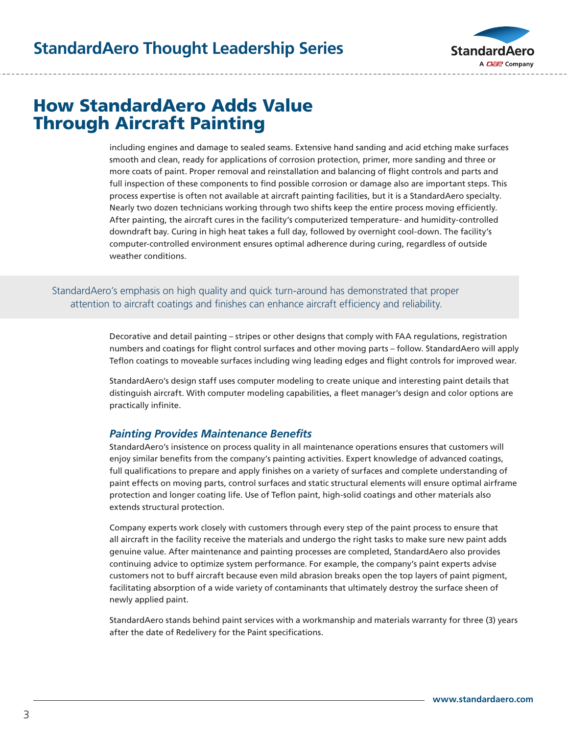# How StandardAero Adds Value Through Aircraft Painting

including engines and damage to sealed seams. Extensive hand sanding and acid etching make surfaces smooth and clean, ready for applications of corrosion protection, primer, more sanding and three or more coats of paint. Proper removal and reinstallation and balancing of flight controls and parts and full inspection of these components to find possible corrosion or damage also are important steps. This process expertise is often not available at aircraft painting facilities, but it is a StandardAero specialty. Nearly two dozen technicians working through two shifts keep the entire process moving efficiently. After painting, the aircraft cures in the facility's computerized temperature- and humidity-controlled downdraft bay. Curing in high heat takes a full day, followed by overnight cool-down. The facility's computer-controlled environment ensures optimal adherence during curing, regardless of outside weather conditions.

> StandardAero's emphasis on high quality and quick turn-around has demonstrated that proper attention to aircraft coatings and finishes can enhance aircraft efficiency and reliability.

Decorative and detail painting – stripes or other designs that comply with FAA regulations, registration numbers and coatings for flight control surfaces and other moving parts – follow. StandardAero will apply Teflon coatings to moveable surfaces including wing leading edges and flight controls for improved wear.

StandardAero's design staff uses computer modeling to create unique and interesting paint details that distinguish aircraft. With computer modeling capabilities, a fleet manager's design and color options are practically infinite.

### *Painting Provides Maintenance Benefits*

StandardAero's insistence on process quality in all maintenance operations ensures that customers will enjoy similar benefits from the company's painting activities. Expert knowledge of advanced coatings, full qualifications to prepare and apply finishes on a variety of surfaces and complete understanding of paint effects on moving parts, control surfaces and static structural elements will ensure optimal airframe protection and longer coating life. Use of Teflon paint, high-solid coatings and other materials also extends structural protection.

Company experts work closely with customers through every step of the paint process to ensure that all aircraft in the facility receive the materials and undergo the right tasks to make sure new paint adds genuine value. After maintenance and painting processes are completed, StandardAero also provides continuing advice to optimize system performance. For example, the company's paint experts advise customers not to buff aircraft because even mild abrasion breaks open the top layers of paint pigment, facilitating absorption of a wide variety of contaminants that ultimately destroy the surface sheen of newly applied paint.

StandardAero stands behind paint services with a workmanship and materials warranty for three (3) years after the date of Redelivery for the Paint specifications.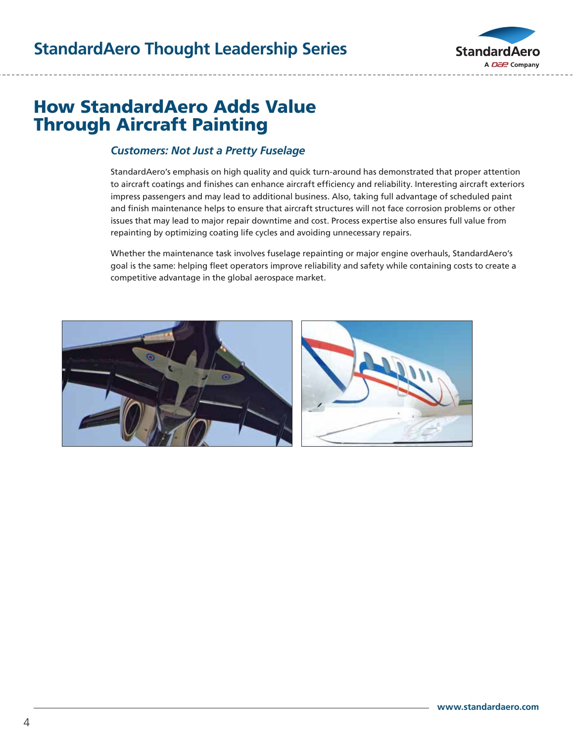# How StandardAero Adds Value Through Aircraft Painting

### *Customers: Not Just a Pretty Fuselage*

StandardAero's emphasis on high quality and quick turn-around has demonstrated that proper attention to aircraft coatings and finishes can enhance aircraft efficiency and reliability. Interesting aircraft exteriors impress passengers and may lead to additional business. Also, taking full advantage of scheduled paint and finish maintenance helps to ensure that aircraft structures will not face corrosion problems or other issues that may lead to major repair downtime and cost. Process expertise also ensures full value from repainting by optimizing coating life cycles and avoiding unnecessary repairs.

Whether the maintenance task involves fuselage repainting or major engine overhauls, StandardAero's goal is the same: helping fleet operators improve reliability and safety while containing costs to create a competitive advantage in the global aerospace market.